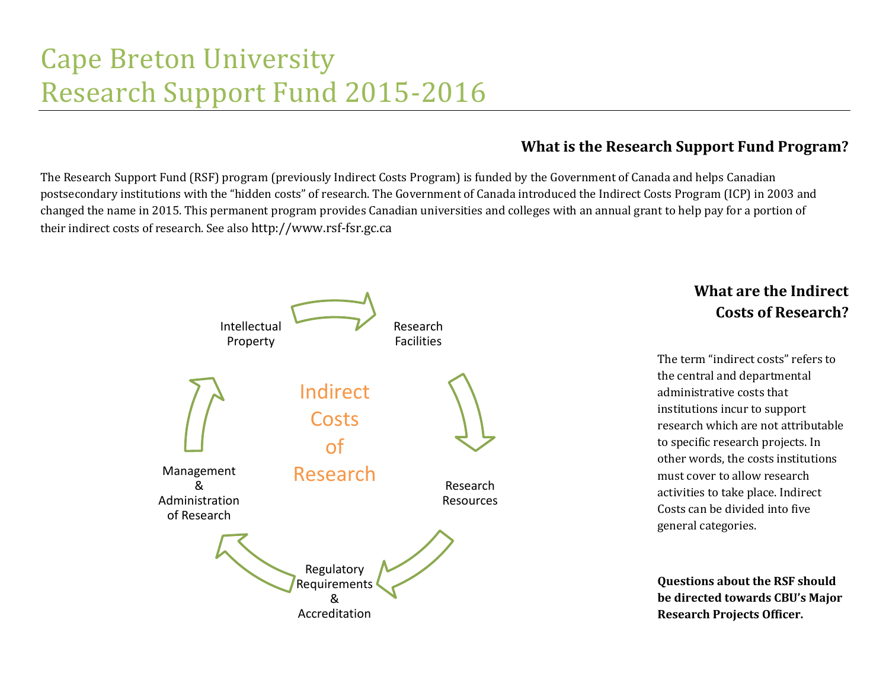# Cape Breton University
# Research Support Fund 2015-2016

## What is the Research Support Fund Program?

The Research Support Fund (RSF) program (previously Indirect Costs Program) is funded by the Government of Canada and helps Canadian postsecondary institutions with the "hidden costs" of research. The Government of Canada introduced the Indirect Costs Program (ICP) in 2003 and changed the name in 2015. This permanent program provides Canadian universities and colleges with an annual grant to help pay for a portion of their indirect costs of research. See also http://www.rsf-fsr.gc.ca

Indirect Costs of Research

- Intellectual Property
- Research Facilities
- Research Resources
- Regulatory Requirements & Accreditation
- Management & Administration of Research

## What are the Indirect Costs of Research?

The term "indirect costs" refers to the central and departmental administrative costs that institutions incur to support research which are not attributable to specific research projects. In other words, the costs institutions must cover to allow research activities to take place. Indirect Costs can be divided into five general categories.

**Questions about the RSF should be directed towards CBU's Major Research Projects Officer.**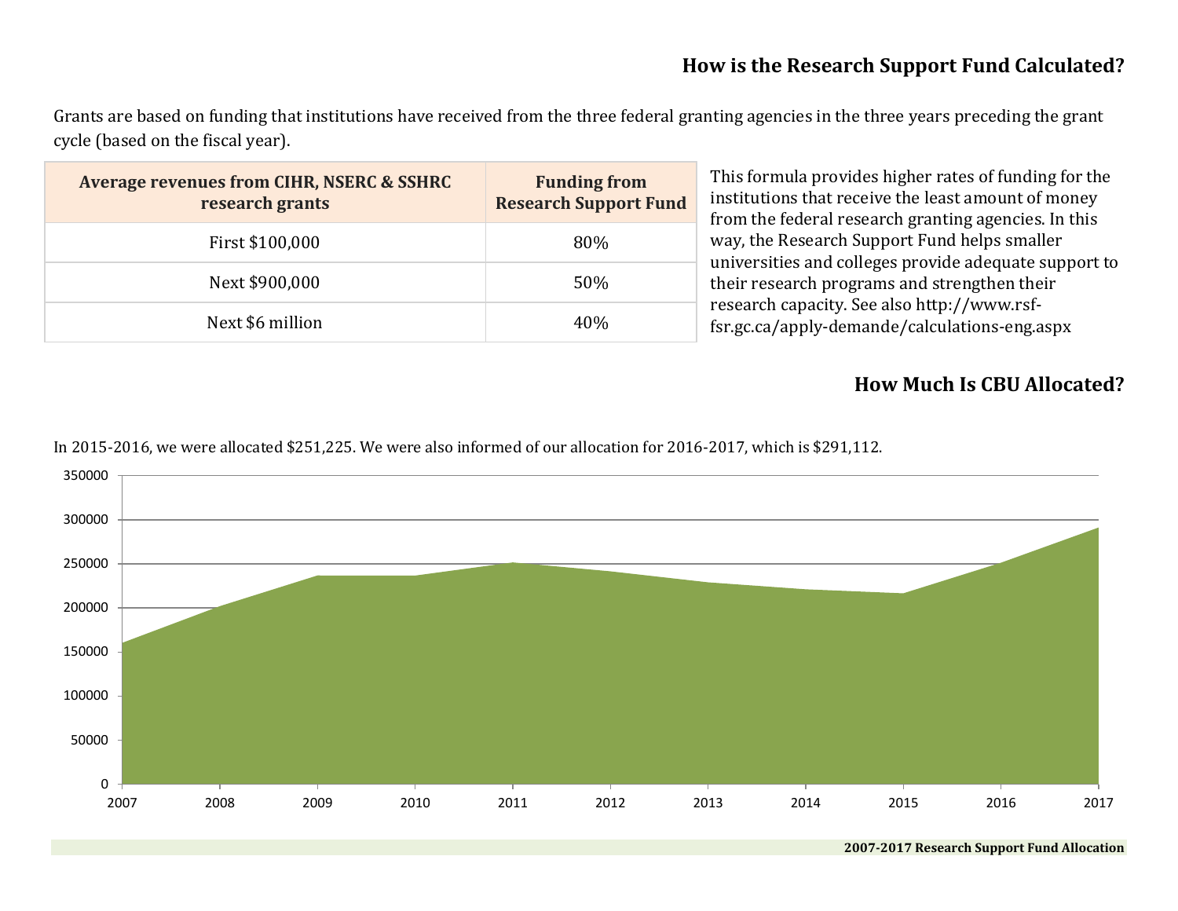## How is the Research Support Fund Calculated?

Grants are based on funding that institutions have received from the three federal granting agencies in the three years preceding the grant cycle (based on the fiscal year).

| Average revenues from CIHR, NSERC & SSHRC research grants | Funding from Research Support Fund |
|---|---|
| First $100,000 | 80% |
| Next $900,000 | 50% |
| Next $6 million | 40% |

This formula provides higher rates of funding for the institutions that receive the least amount of money from the federal research granting agencies. In this way, the Research Support Fund helps smaller universities and colleges provide adequate support to their research programs and strengthen their research capacity. See also http://www.rsf-fsr.gc.ca/apply-demande/calculations-eng.aspx

## How Much Is CBU Allocated?

In 2015-2016, we were allocated $251,225. We were also informed of our allocation for 2016-2017, which is $291,112.

**2007-2017 Research Support Fund Allocation**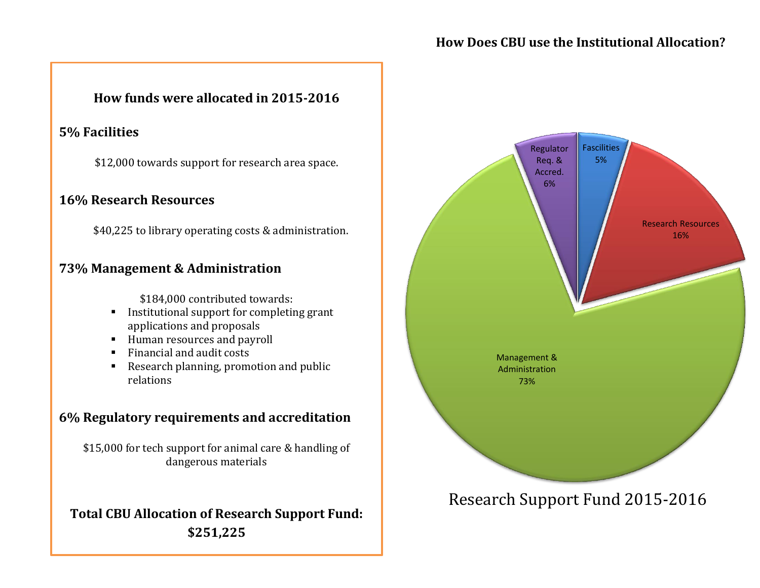## How Does CBU use the Institutional Allocation?

### How funds were allocated in 2015-2016

**5% Facilities**

$12,000 towards support for research area space.

**16% Research Resources**

$40,225 to library operating costs & administration.

**73% Management & Administration**

$184,000 contributed towards:

- Institutional support for completing grant applications and proposals
- Human resources and payroll
- Financial and audit costs
- Research planning, promotion and public relations

**6% Regulatory requirements and accreditation**

$15,000 for tech support for animal care & handling of dangerous materials

**Total CBU Allocation of Research Support Fund: $251,225**

Regulator Req. & Accred.
6%

Fascilities
5%

Research Resources
16%

Management & Administration
73%

Research Support Fund 2015-2016